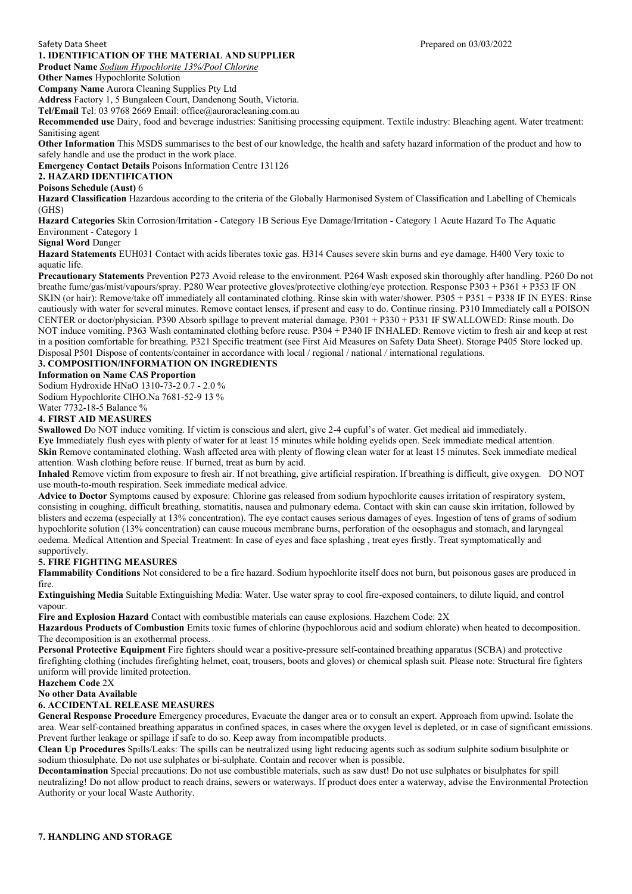Safety Data Sheet Prepared on 03/03/2022

## 1. IDENTIFICATION OF THE MATERIAL AND SUPPLIER

**Product Name** *Sodium Hypochlorite 13%/Pool Chlorine*

**Other Names** Hypochlorite Solution

**Company Name** Aurora Cleaning Supplies Pty Ltd

**Address** Factory 1, 5 Bungaleen Court, Dandenong South, Victoria.

**Tel/Email** Tel: 03 9768 2669 Email: office@auroracleaning.com.au

**Recommended use** Dairy, food and beverage industries: Sanitising processing equipment. Textile industry: Bleaching agent. Water treatment: Sanitising agent

**Other Information** This MSDS summarises to the best of our knowledge, the health and safety hazard information of the product and how to safely handle and use the product in the work place.

**Emergency Contact Details** Poisons Information Centre 131126

## 2. HAZARD IDENTIFICATION

**Poisons Schedule (Aust)** 6

**Hazard Classification** Hazardous according to the criteria of the Globally Harmonised System of Classification and Labelling of Chemicals (GHS)

**Hazard Categories** Skin Corrosion/Irritation - Category 1B Serious Eye Damage/Irritation - Category 1 Acute Hazard To The Aquatic Environment - Category 1

**Signal Word** Danger

**Hazard Statements** EUH031 Contact with acids liberates toxic gas. H314 Causes severe skin burns and eye damage. H400 Very toxic to aquatic life.

**Precautionary Statements** Prevention P273 Avoid release to the environment. P264 Wash exposed skin thoroughly after handling. P260 Do not breathe fume/gas/mist/vapours/spray. P280 Wear protective gloves/protective clothing/eye protection. Response P303 + P361 + P353 IF ON SKIN (or hair): Remove/take off immediately all contaminated clothing. Rinse skin with water/shower. P305 + P351 + P338 IF IN EYES: Rinse cautiously with water for several minutes. Remove contact lenses, if present and easy to do. Continue rinsing. P310 Immediately call a POISON CENTER or doctor/physician. P390 Absorb spillage to prevent material damage. P301 + P330 + P331 IF SWALLOWED: Rinse mouth. Do NOT induce vomiting. P363 Wash contaminated clothing before reuse. P304 + P340 IF INHALED: Remove victim to fresh air and keep at rest in a position comfortable for breathing. P321 Specific treatment (see First Aid Measures on Safety Data Sheet). Storage P405 Store locked up. Disposal P501 Dispose of contents/container in accordance with local / regional / national / international regulations.

## 3. COMPOSITION/INFORMATION ON INGREDIENTS

**Information on Name CAS Proportion**

Sodium Hydroxide HNaO 1310-73-2 0.7 - 2.0 %

Sodium Hypochlorite ClHO.Na 7681-52-9 13 %

Water 7732-18-5 Balance %

## 4. FIRST AID MEASURES

**Swallowed** Do NOT induce vomiting. If victim is conscious and alert, give 2-4 cupful's of water. Get medical aid immediately.

**Eye** Immediately flush eyes with plenty of water for at least 15 minutes while holding eyelids open. Seek immediate medical attention.

**Skin** Remove contaminated clothing. Wash affected area with plenty of flowing clean water for at least 15 minutes. Seek immediate medical attention. Wash clothing before reuse. If burned, treat as burn by acid.

**Inhaled** Remove victim from exposure to fresh air. If not breathing, give artificial respiration. If breathing is difficult, give oxygen. DO NOT use mouth-to-mouth respiration. Seek immediate medical advice.

**Advice to Doctor** Symptoms caused by exposure: Chlorine gas released from sodium hypochlorite causes irritation of respiratory system, consisting in coughing, difficult breathing, stomatitis, nausea and pulmonary edema. Contact with skin can cause skin irritation, followed by blisters and eczema (especially at 13% concentration). The eye contact causes serious damages of eyes. Ingestion of tens of grams of sodium hypochlorite solution (13% concentration) can cause mucous membrane burns, perforation of the oesophagus and stomach, and laryngeal oedema. Medical Attention and Special Treatment: In case of eyes and face splashing , treat eyes firstly. Treat symptomatically and supportively.

## 5. FIRE FIGHTING MEASURES

**Flammability Conditions** Not considered to be a fire hazard. Sodium hypochlorite itself does not burn, but poisonous gases are produced in fire.

**Extinguishing Media** Suitable Extinguishing Media: Water. Use water spray to cool fire-exposed containers, to dilute liquid, and control vapour.

**Fire and Explosion Hazard** Contact with combustible materials can cause explosions. Hazchem Code: 2X

**Hazardous Products of Combustion** Emits toxic fumes of chlorine (hypochlorous acid and sodium chlorate) when heated to decomposition. The decomposition is an exothermal process.

**Personal Protective Equipment** Fire fighters should wear a positive-pressure self-contained breathing apparatus (SCBA) and protective firefighting clothing (includes firefighting helmet, coat, trousers, boots and gloves) or chemical splash suit. Please note: Structural fire fighters uniform will provide limited protection.

**Hazchem Code** 2X

**No other Data Available**

## 6. ACCIDENTAL RELEASE MEASURES

**General Response Procedure** Emergency procedures, Evacuate the danger area or to consult an expert. Approach from upwind. Isolate the area. Wear self-contained breathing apparatus in confined spaces, in cases where the oxygen level is depleted, or in case of significant emissions. Prevent further leakage or spillage if safe to do so. Keep away from incompatible products.

**Clean Up Procedures** Spills/Leaks: The spills can be neutralized using light reducing agents such as sodium sulphite sodium bisulphite or sodium thiosulphate. Do not use sulphates or bi-sulphate. Contain and recover when is possible.

**Decontamination** Special precautions: Do not use combustible materials, such as saw dust! Do not use sulphates or bisulphates for spill neutralizing! Do not allow product to reach drains, sewers or waterways. If product does enter a waterway, advise the Environmental Protection Authority or your local Waste Authority.

## 7. HANDLING AND STORAGE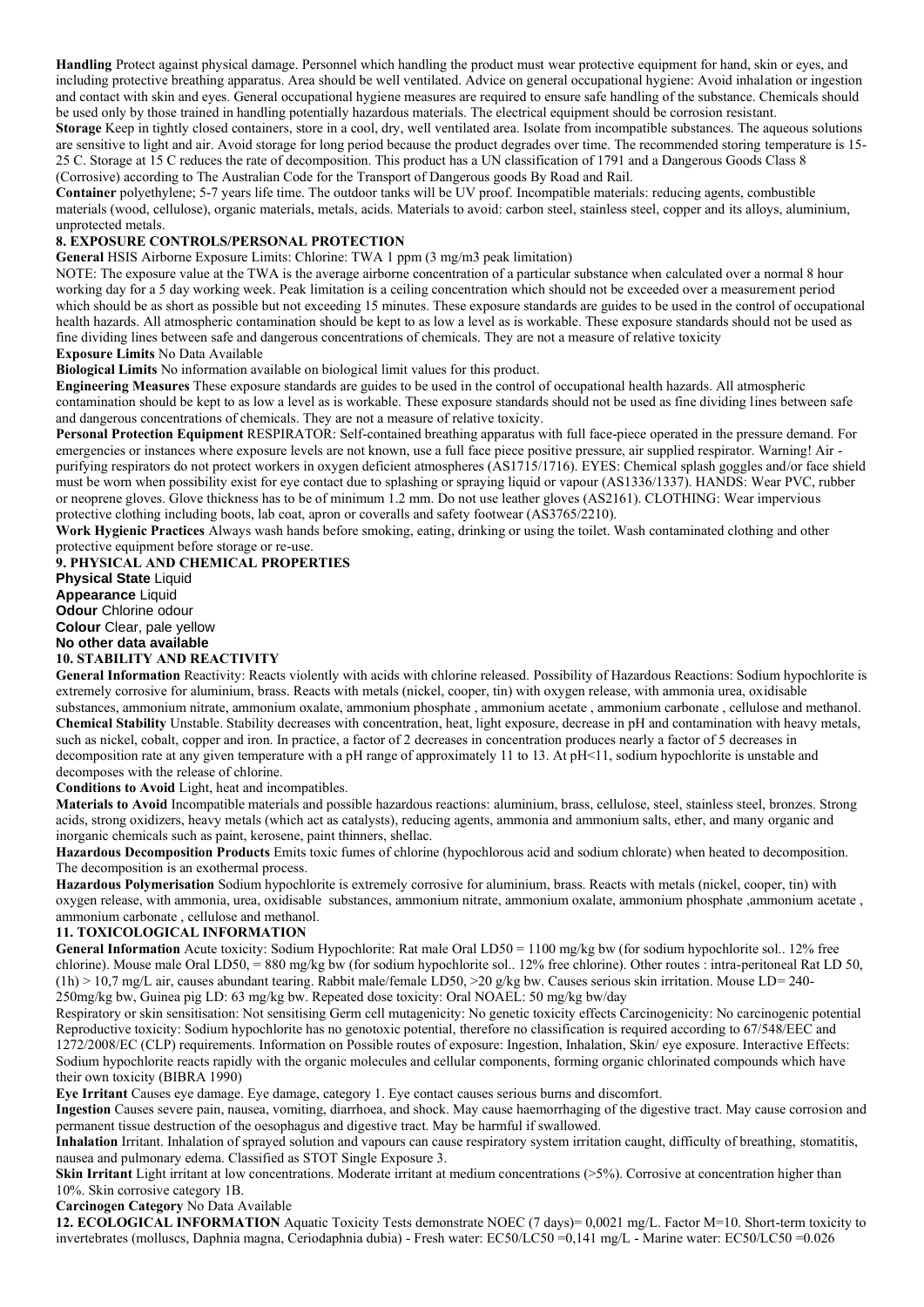**Handling** Protect against physical damage. Personnel which handling the product must wear protective equipment for hand, skin or eyes, and including protective breathing apparatus. Area should be well ventilated. Advice on general occupational hygiene: Avoid inhalation or ingestion and contact with skin and eyes. General occupational hygiene measures are required to ensure safe handling of the substance. Chemicals should be used only by those trained in handling potentially hazardous materials. The electrical equipment should be corrosion resistant.

**Storage** Keep in tightly closed containers, store in a cool, dry, well ventilated area. Isolate from incompatible substances. The aqueous solutions are sensitive to light and air. Avoid storage for long period because the product degrades over time. The recommended storing temperature is 15-25 C. Storage at 15 C reduces the rate of decomposition. This product has a UN classification of 1791 and a Dangerous Goods Class 8 (Corrosive) according to The Australian Code for the Transport of Dangerous goods By Road and Rail.

**Container** polyethylene; 5-7 years life time. The outdoor tanks will be UV proof. Incompatible materials: reducing agents, combustible materials (wood, cellulose), organic materials, metals, acids. Materials to avoid: carbon steel, stainless steel, copper and its alloys, aluminium, unprotected metals.

### 8. EXPOSURE CONTROLS/PERSONAL PROTECTION

**General** HSIS Airborne Exposure Limits: Chlorine: TWA 1 ppm (3 mg/m3 peak limitation)

NOTE: The exposure value at the TWA is the average airborne concentration of a particular substance when calculated over a normal 8 hour working day for a 5 day working week. Peak limitation is a ceiling concentration which should not be exceeded over a measurement period which should be as short as possible but not exceeding 15 minutes. These exposure standards are guides to be used in the control of occupational health hazards. All atmospheric contamination should be kept to as low a level as is workable. These exposure standards should not be used as fine dividing lines between safe and dangerous concentrations of chemicals. They are not a measure of relative toxicity

**Exposure Limits** No Data Available

**Biological Limits** No information available on biological limit values for this product.

**Engineering Measures** These exposure standards are guides to be used in the control of occupational health hazards. All atmospheric contamination should be kept to as low a level as is workable. These exposure standards should not be used as fine dividing lines between safe and dangerous concentrations of chemicals. They are not a measure of relative toxicity.

**Personal Protection Equipment** RESPIRATOR: Self-contained breathing apparatus with full face-piece operated in the pressure demand. For emergencies or instances where exposure levels are not known, use a full face piece positive pressure, air supplied respirator. Warning! Air - purifying respirators do not protect workers in oxygen deficient atmospheres (AS1715/1716). EYES: Chemical splash goggles and/or face shield must be worn when possibility exist for eye contact due to splashing or spraying liquid or vapour (AS1336/1337). HANDS: Wear PVC, rubber or neoprene gloves. Glove thickness has to be of minimum 1.2 mm. Do not use leather gloves (AS2161). CLOTHING: Wear impervious protective clothing including boots, lab coat, apron or coveralls and safety footwear (AS3765/2210).

**Work Hygienic Practices** Always wash hands before smoking, eating, drinking or using the toilet. Wash contaminated clothing and other protective equipment before storage or re-use.

### 9. PHYSICAL AND CHEMICAL PROPERTIES

**Physical State** Liquid
**Appearance** Liquid
**Odour** Chlorine odour
**Colour** Clear, pale yellow
**No other data available**

### 10. STABILITY AND REACTIVITY

**General Information** Reactivity: Reacts violently with acids with chlorine released. Possibility of Hazardous Reactions: Sodium hypochlorite is extremely corrosive for aluminium, brass. Reacts with metals (nickel, cooper, tin) with oxygen release, with ammonia urea, oxidisable substances, ammonium nitrate, ammonium oxalate, ammonium phosphate , ammonium acetate , ammonium carbonate , cellulose and methanol.

**Chemical Stability** Unstable. Stability decreases with concentration, heat, light exposure, decrease in pH and contamination with heavy metals, such as nickel, cobalt, copper and iron. In practice, a factor of 2 decreases in concentration produces nearly a factor of 5 decreases in decomposition rate at any given temperature with a pH range of approximately 11 to 13. At pH<11, sodium hypochlorite is unstable and decomposes with the release of chlorine.

**Conditions to Avoid** Light, heat and incompatibles.

**Materials to Avoid** Incompatible materials and possible hazardous reactions: aluminium, brass, cellulose, steel, stainless steel, bronzes. Strong acids, strong oxidizers, heavy metals (which act as catalysts), reducing agents, ammonia and ammonium salts, ether, and many organic and inorganic chemicals such as paint, kerosene, paint thinners, shellac.

**Hazardous Decomposition Products** Emits toxic fumes of chlorine (hypochlorous acid and sodium chlorate) when heated to decomposition. The decomposition is an exothermal process.

**Hazardous Polymerisation** Sodium hypochlorite is extremely corrosive for aluminium, brass. Reacts with metals (nickel, cooper, tin) with oxygen release, with ammonia, urea, oxidisable substances, ammonium nitrate, ammonium oxalate, ammonium phosphate ,ammonium acetate , ammonium carbonate , cellulose and methanol.

### 11. TOXICOLOGICAL INFORMATION

**General Information** Acute toxicity: Sodium Hypochlorite: Rat male Oral LD50 = 1100 mg/kg bw (for sodium hypochlorite sol.. 12% free chlorine). Mouse male Oral LD50, = 880 mg/kg bw (for sodium hypochlorite sol.. 12% free chlorine). Other routes : intra-peritoneal Rat LD 50, (1h) > 10,7 mg/L air, causes abundant tearing. Rabbit male/female LD50, >20 g/kg bw. Causes serious skin irritation. Mouse LD= 240-250mg/kg bw, Guinea pig LD: 63 mg/kg bw. Repeated dose toxicity: Oral NOAEL: 50 mg/kg bw/day

Respiratory or skin sensitisation: Not sensitising Germ cell mutagenicity: No genetic toxicity effects Carcinogenicity: No carcinogenic potential Reproductive toxicity: Sodium hypochlorite has no genotoxic potential, therefore no classification is required according to 67/548/EEC and 1272/2008/EC (CLP) requirements. Information on Possible routes of exposure: Ingestion, Inhalation, Skin/ eye exposure. Interactive Effects: Sodium hypochlorite reacts rapidly with the organic molecules and cellular components, forming organic chlorinated compounds which have their own toxicity (BIBRA 1990)

**Eye Irritant** Causes eye damage. Eye damage, category 1. Eye contact causes serious burns and discomfort.

**Ingestion** Causes severe pain, nausea, vomiting, diarrhoea, and shock. May cause haemorrhaging of the digestive tract. May cause corrosion and permanent tissue destruction of the oesophagus and digestive tract. May be harmful if swallowed.

**Inhalation** Irritant. Inhalation of sprayed solution and vapours can cause respiratory system irritation caught, difficulty of breathing, stomatitis, nausea and pulmonary edema. Classified as STOT Single Exposure 3.

**Skin Irritant** Light irritant at low concentrations. Moderate irritant at medium concentrations (>5%). Corrosive at concentration higher than 10%. Skin corrosive category 1B.

**Carcinogen Category** No Data Available

**12. ECOLOGICAL INFORMATION** Aquatic Toxicity Tests demonstrate NOEC (7 days)= 0,0021 mg/L. Factor M=10. Short-term toxicity to invertebrates (molluscs, Daphnia magna, Ceriodaphnia dubia) - Fresh water: EC50/LC50 =0,141 mg/L - Marine water: EC50/LC50 =0.026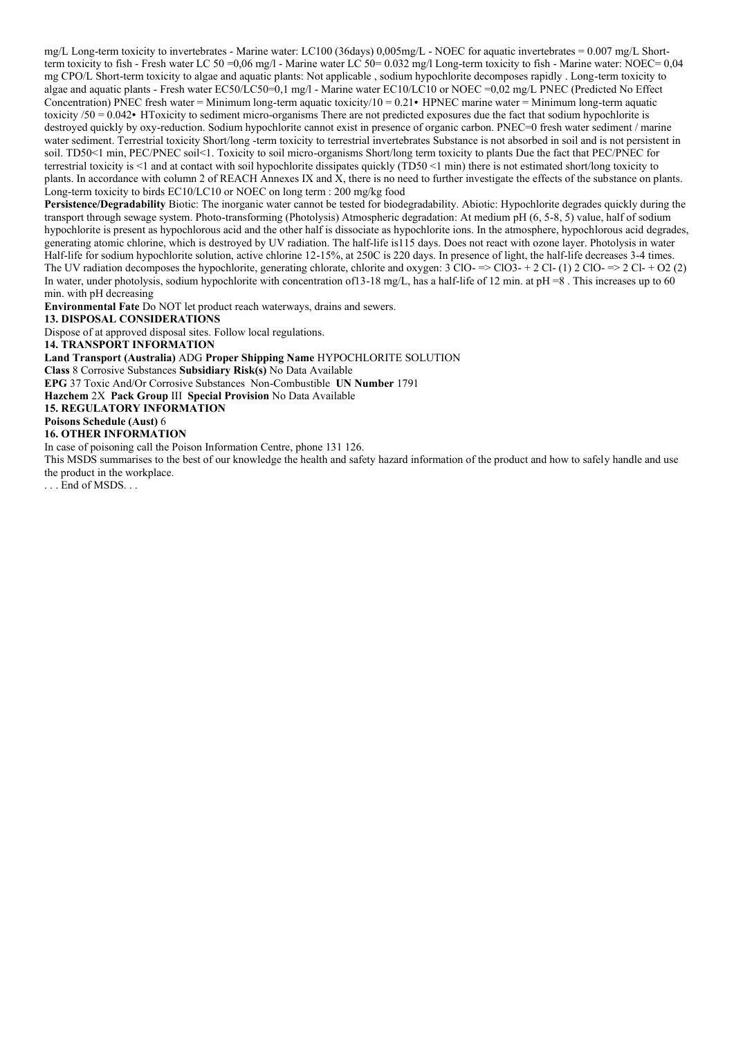mg/L Long-term toxicity to invertebrates - Marine water: LC100 (36days) 0,005mg/L - NOEC for aquatic invertebrates = 0.007 mg/L Short-term toxicity to fish - Fresh water LC 50 =0,06 mg/l - Marine water LC 50= 0.032 mg/l Long-term toxicity to fish - Marine water: NOEC= 0,04 mg CPO/L Short-term toxicity to algae and aquatic plants: Not applicable , sodium hypochlorite decomposes rapidly . Long-term toxicity to algae and aquatic plants - Fresh water EC50/LC50=0,1 mg/l - Marine water EC10/LC10 or NOEC =0,02 mg/L PNEC (Predicted No Effect Concentration) PNEC fresh water = Minimum long-term aquatic toxicity/10 = 0.21• HPNEC marine water = Minimum long-term aquatic toxicity /50 = 0.042• HToxicity to sediment micro-organisms There are not predicted exposures due the fact that sodium hypochlorite is destroyed quickly by oxy-reduction. Sodium hypochlorite cannot exist in presence of organic carbon. PNEC=0 fresh water sediment / marine water sediment. Terrestrial toxicity Short/long -term toxicity to terrestrial invertebrates Substance is not absorbed in soil and is not persistent in soil. TD50<1 min, PEC/PNEC soil<1. Toxicity to soil micro-organisms Short/long term toxicity to plants Due the fact that PEC/PNEC for terrestrial toxicity is <1 and at contact with soil hypochlorite dissipates quickly (TD50 <1 min) there is not estimated short/long toxicity to plants. In accordance with column 2 of REACH Annexes IX and X, there is no need to further investigate the effects of the substance on plants. Long-term toxicity to birds EC10/LC10 or NOEC on long term : 200 mg/kg food

**Persistence/Degradability** Biotic: The inorganic water cannot be tested for biodegradability. Abiotic: Hypochlorite degrades quickly during the transport through sewage system. Photo-transforming (Photolysis) Atmospheric degradation: At medium pH (6, 5-8, 5) value, half of sodium hypochlorite is present as hypochlorous acid and the other half is dissociate as hypochlorite ions. In the atmosphere, hypochlorous acid degrades, generating atomic chlorine, which is destroyed by UV radiation. The half-life is115 days. Does not react with ozone layer. Photolysis in water Half-life for sodium hypochlorite solution, active chlorine 12-15%, at 250C is 220 days. In presence of light, the half-life decreases 3-4 times. The UV radiation decomposes the hypochlorite, generating chlorate, chlorite and oxygen: $3\ ClO^- \Rightarrow ClO_3^- + 2\ Cl^-$ (1) $2\ ClO^- \Rightarrow 2\ Cl^- + O_2$ (2) In water, under photolysis, sodium hypochlorite with concentration of13-18 mg/L, has a half-life of 12 min. at pH =8 . This increases up to 60 min. with pH decreasing

**Environmental Fate** Do NOT let product reach waterways, drains and sewers.

## 13. DISPOSAL CONSIDERATIONS

Dispose of at approved disposal sites. Follow local regulations.

## 14. TRANSPORT INFORMATION

**Land Transport (Australia)** ADG **Proper Shipping Name** HYPOCHLORITE SOLUTION

**Class** 8 Corrosive Substances **Subsidiary Risk(s)** No Data Available

**EPG** 37 Toxic And/Or Corrosive Substances Non-Combustible **UN Number** 1791

**Hazchem** 2X **Pack Group** III **Special Provision** No Data Available

## 15. REGULATORY INFORMATION

**Poisons Schedule (Aust)** 6

## 16. OTHER INFORMATION

In case of poisoning call the Poison Information Centre, phone 131 126.

This MSDS summarises to the best of our knowledge the health and safety hazard information of the product and how to safely handle and use the product in the workplace.

. . . End of MSDS. . .